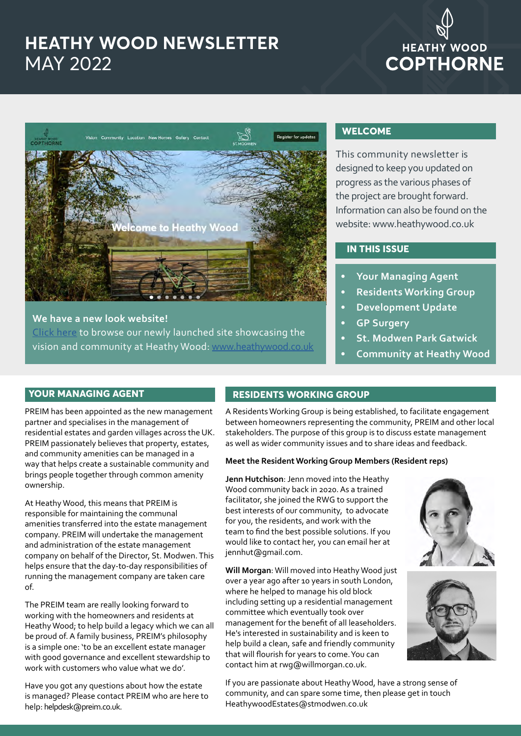# HEATHY WOOD NEWSLETTER
MAY 2022

HEATHY WOOD COPTHORNE

**We have a new look website!**
Click here to browse our newly launched site showcasing the vision and community at Heathy Wood: www.heathywood.co.uk

## WELCOME

This community newsletter is designed to keep you updated on progress as the various phases of the project are brought forward. Information can also be found on the website: www.heathywood.co.uk

## IN THIS ISSUE

- Your Managing Agent
- Residents Working Group
- Development Update
- GP Surgery
- St. Modwen Park Gatwick
- Community at Heathy Wood

## YOUR MANAGING AGENT

PREIM has been appointed as the new management partner and specialises in the management of residential estates and garden villages across the UK. PREIM passionately believes that property, estates, and community amenities can be managed in a way that helps create a sustainable community and brings people together through common amenity ownership.

At Heathy Wood, this means that PREIM is responsible for maintaining the communal amenities transferred into the estate management company. PREIM will undertake the management and administration of the estate management company on behalf of the Director, St. Modwen. This helps ensure that the day-to-day responsibilities of running the management company are taken care of.

The PREIM team are really looking forward to working with the homeowners and residents at Heathy Wood; to help build a legacy which we can all be proud of. A family business, PREIM's philosophy is a simple one: 'to be an excellent estate manager with good governance and excellent stewardship to work with customers who value what we do'.

Have you got any questions about how the estate is managed? Please contact PREIM who are here to help: helpdesk@preim.co.uk.

## RESIDENTS WORKING GROUP

A Residents Working Group is being established, to facilitate engagement between homeowners representing the community, PREIM and other local stakeholders. The purpose of this group is to discuss estate management as well as wider community issues and to share ideas and feedback.

**Meet the Resident Working Group Members (Resident reps)**

**Jenn Hutchison**: Jenn moved into the Heathy Wood community back in 2020. As a trained facilitator, she joined the RWG to support the best interests of our community, to advocate for you, the residents, and work with the team to find the best possible solutions. If you would like to contact her, you can email her at jennhut@gmail.com.

**Will Morgan**: Will moved into Heathy Wood just over a year ago after 10 years in south London, where he helped to manage his old block including setting up a residential management committee which eventually took over management for the benefit of all leaseholders. He's interested in sustainability and is keen to help build a clean, safe and friendly community that will flourish for years to come. You can contact him at rwg@willmorgan.co.uk.

If you are passionate about Heathy Wood, have a strong sense of community, and can spare some time, then please get in touch HeathywoodEstates@stmodwen.co.uk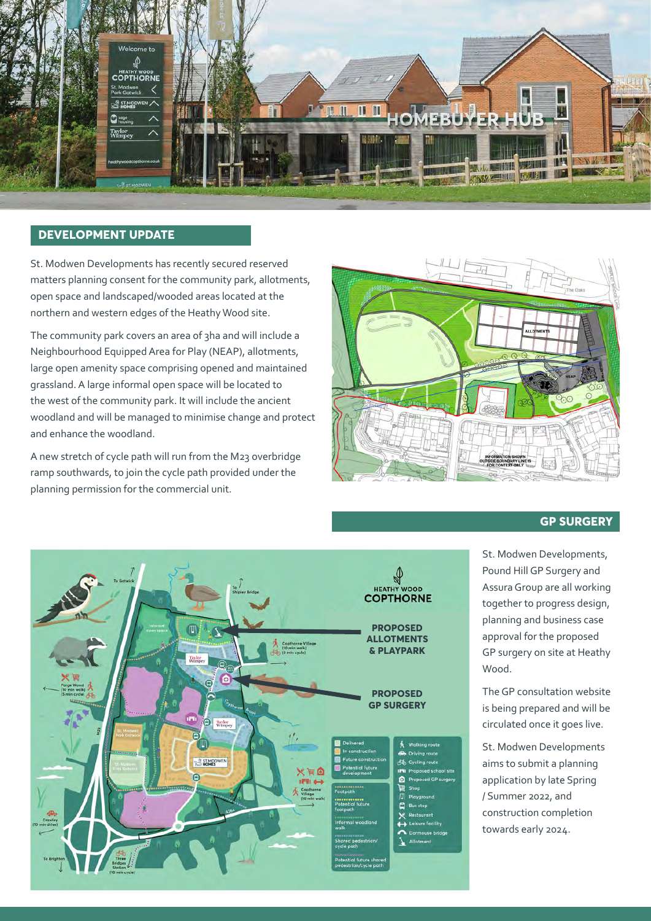## DEVELOPMENT UPDATE

St. Modwen Developments has recently secured reserved matters planning consent for the community park, allotments, open space and landscaped/wooded areas located at the northern and western edges of the Heathy Wood site.

The community park covers an area of 3ha and will include a Neighbourhood Equipped Area for Play (NEAP), allotments, large open amenity space comprising opened and maintained grassland. A large informal open space will be located to the west of the community park. It will include the ancient woodland and will be managed to minimise change and protect and enhance the woodland.

A new stretch of cycle path will run from the M23 overbridge ramp southwards, to join the cycle path provided under the planning permission for the commercial unit.

## GP SURGERY

St. Modwen Developments, Pound Hill GP Surgery and Assura Group are all working together to progress design, planning and business case approval for the proposed GP surgery on site at Heathy Wood.

The GP consultation website is being prepared and will be circulated once it goes live.

St. Modwen Developments aims to submit a planning application by late Spring / Summer 2022, and construction completion towards early 2024.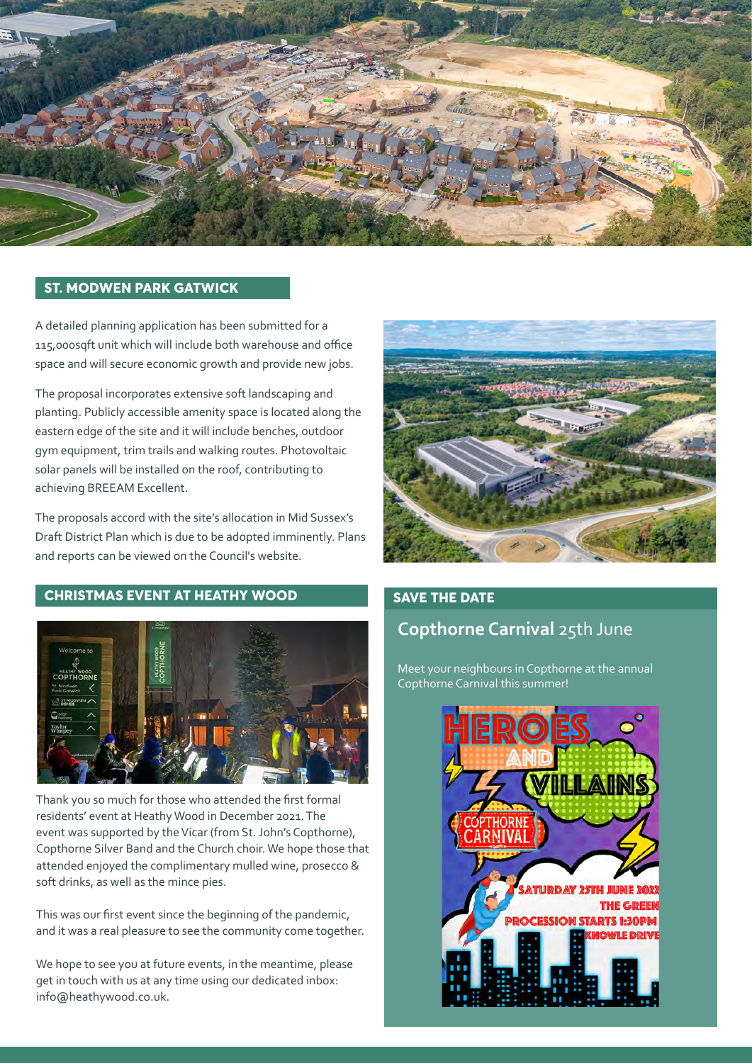## ST. MODWEN PARK GATWICK

A detailed planning application has been submitted for a 115,000sqft unit which will include both warehouse and office space and will secure economic growth and provide new jobs.

The proposal incorporates extensive soft landscaping and planting. Publicly accessible amenity space is located along the eastern edge of the site and it will include benches, outdoor gym equipment, trim trails and walking routes. Photovoltaic solar panels will be installed on the roof, contributing to achieving BREEAM Excellent.

The proposals accord with the site's allocation in Mid Sussex's Draft District Plan which is due to be adopted imminently. Plans and reports can be viewed on the Council's website.

## CHRISTMAS EVENT AT HEATHY WOOD

Thank you so much for those who attended the first formal residents' event at Heathy Wood in December 2021. The event was supported by the Vicar (from St. John's Copthorne), Copthorne Silver Band and the Church choir. We hope those that attended enjoyed the complimentary mulled wine, prosecco & soft drinks, as well as the mince pies.

This was our first event since the beginning of the pandemic, and it was a real pleasure to see the community come together.

We hope to see you at future events, in the meantime, please get in touch with us at any time using our dedicated inbox: info@heathywood.co.uk.

## SAVE THE DATE

### **Copthorne Carnival** 25th June

Meet your neighbours in Copthorne at the annual Copthorne Carnival this summer!

HEROES AND VILLAINS

COPTHORNE CARNIVAL

SATURDAY 25TH JUNE 2022
THE GREEN
PROCESSION STARTS 1:30PM
KNOWLE DRIVE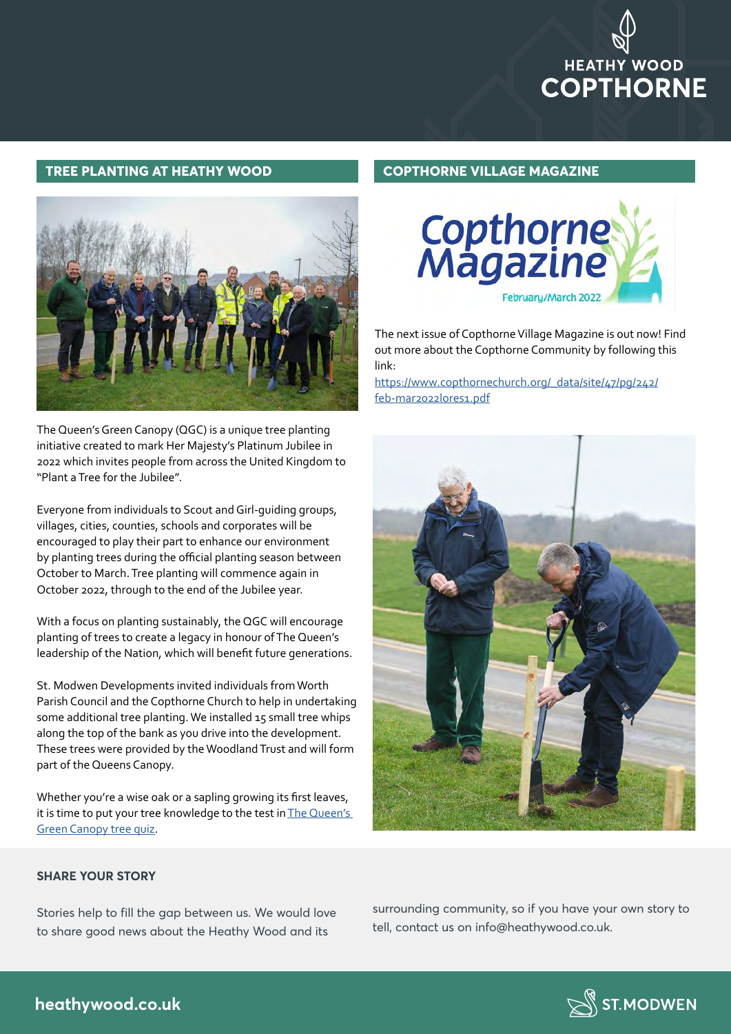# HEATHY WOOD COPTHORNE

## TREE PLANTING AT HEATHY WOOD

The Queen's Green Canopy (QGC) is a unique tree planting initiative created to mark Her Majesty's Platinum Jubilee in 2022 which invites people from across the United Kingdom to "Plant a Tree for the Jubilee".

Everyone from individuals to Scout and Girl-guiding groups, villages, cities, counties, schools and corporates will be encouraged to play their part to enhance our environment by planting trees during the official planting season between October to March. Tree planting will commence again in October 2022, through to the end of the Jubilee year.

With a focus on planting sustainably, the QGC will encourage planting of trees to create a legacy in honour of The Queen's leadership of the Nation, which will benefit future generations.

St. Modwen Developments invited individuals from Worth Parish Council and the Copthorne Church to help in undertaking some additional tree planting. We installed 15 small tree whips along the top of the bank as you drive into the development. These trees were provided by the Woodland Trust and will form part of the Queens Canopy.

Whether you're a wise oak or a sapling growing its first leaves, it is time to put your tree knowledge to the test in [The Queen's Green Canopy tree quiz](#).

## COPTHORNE VILLAGE MAGAZINE

Copthorne Magazine
February/March 2022

The next issue of Copthorne Village Magazine is out now! Find out more about the Copthorne Community by following this link:

[https://www.copthornechurch.org/_data/site/47/pg/242/feb-mar2022lores1.pdf](https://www.copthornechurch.org/_data/site/47/pg/242/feb-mar2022lores1.pdf)

### SHARE YOUR STORY

Stories help to fill the gap between us. We would love to share good news about the Heathy Wood and its surrounding community, so if you have your own story to tell, contact us on info@heathywood.co.uk.

heathywood.co.uk

ST.MODWEN